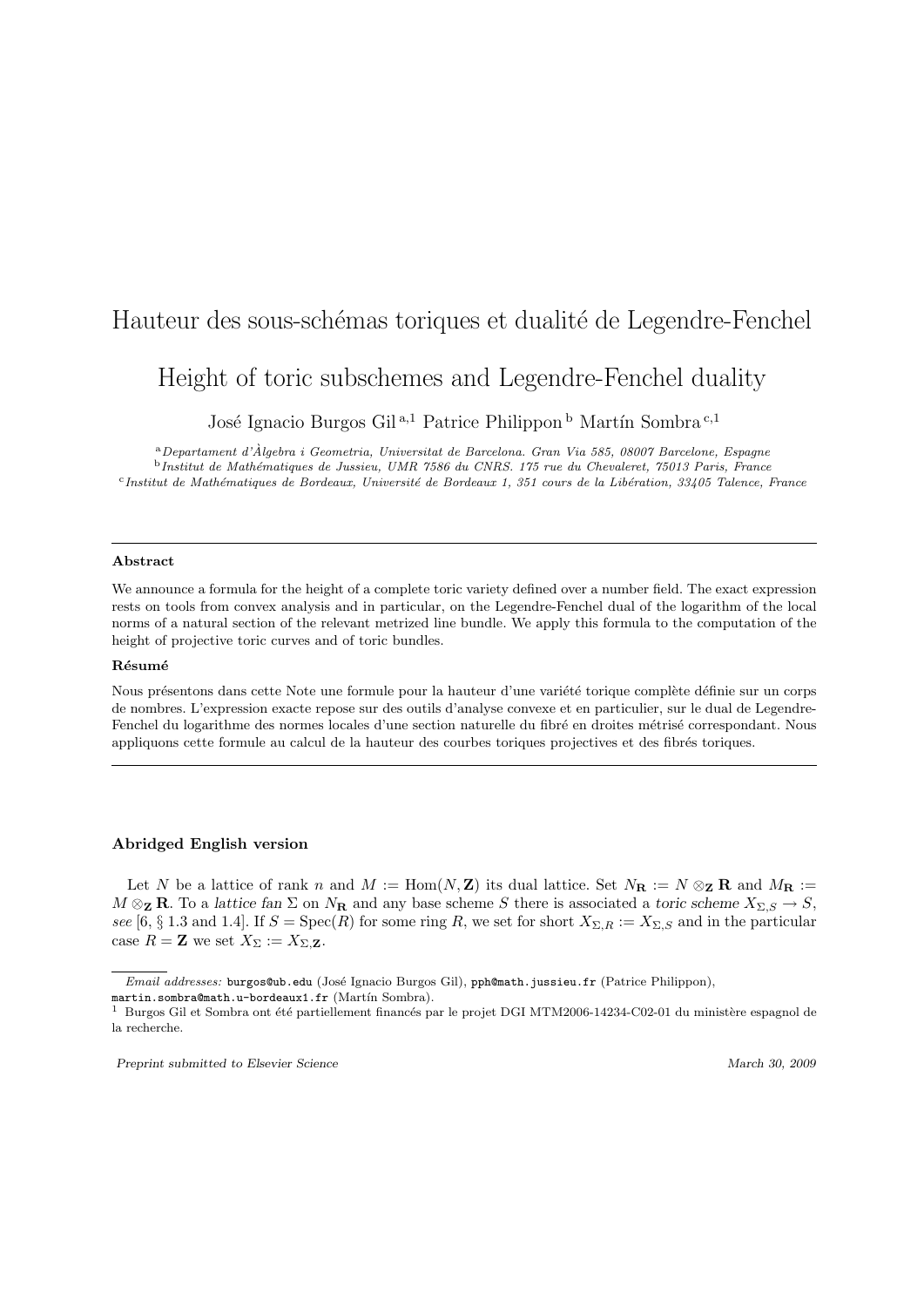# Hauteur des sous-schémas toriques et dualité de Legendre-Fenchel

# Height of toric subschemes and Legendre-Fenchel duality

José Ignacio Burgos Gil [a,1] Patrice Philippon [b] Martín Sombra [c,1]

[a] *Departament d'Àlgebra i Geometria, Universitat de Barcelona. Gran Via 585, 08007 Barcelone, Espagne*
[b] *Institut de Mathématiques de Jussieu, UMR 7586 du CNRS. 175 rue du Chevaleret, 75013 Paris, France*
[c] *Institut de Mathématiques de Bordeaux, Université de Bordeaux 1, 351 cours de la Libération, 33405 Talence, France*

---

**Abstract**

We announce a formula for the height of a complete toric variety defined over a number field. The exact expression rests on tools from convex analysis and in particular, on the Legendre-Fenchel dual of the logarithm of the local norms of a natural section of the relevant metrized line bundle. We apply this formula to the computation of the height of projective toric curves and of toric bundles.

**Résumé**

Nous présentons dans cette Note une formule pour la hauteur d'une variété torique complète définie sur un corps de nombres. L'expression exacte repose sur des outils d'analyse convexe et en particulier, sur le dual de Legendre-Fenchel du logarithme des normes locales d'une section naturelle du fibré en droites métrisé correspondant. Nous appliquons cette formule au calcul de la hauteur des courbes toriques projectives et des fibrés toriques.

---

## Abridged English version

Let $N$ be a lattice of rank $n$ and $M := \mathrm{Hom}(N, \mathbf{Z})$ its dual lattice. Set $N_{\mathbf{R}} := N \otimes_{\mathbf{Z}} \mathbf{R}$ and $M_{\mathbf{R}} := M \otimes_{\mathbf{Z}} \mathbf{R}$. To a *lattice fan* $\Sigma$ on $N_{\mathbf{R}}$ and any base scheme $S$ there is associated a *toric scheme* $X_{\Sigma,S} \to S$, *see* [6, § 1.3 and 1.4]. If $S = \mathrm{Spec}(R)$ for some ring $R$, we set for short $X_{\Sigma,R} := X_{\Sigma,S}$ and in the particular case $R = \mathbf{Z}$ we set $X_\Sigma := X_{\Sigma,\mathbf{Z}}$.

---

*Email addresses:* burgos@ub.edu (José Ignacio Burgos Gil), pph@math.jussieu.fr (Patrice Philippon), martin.sombra@math.u-bordeaux1.fr (Martín Sombra).

[1] Burgos Gil et Sombra ont été partiellement financés par le projet DGI MTM2006-14234-C02-01 du ministère espagnol de la recherche.

*Preprint submitted to Elsevier Science* — *March 30, 2009*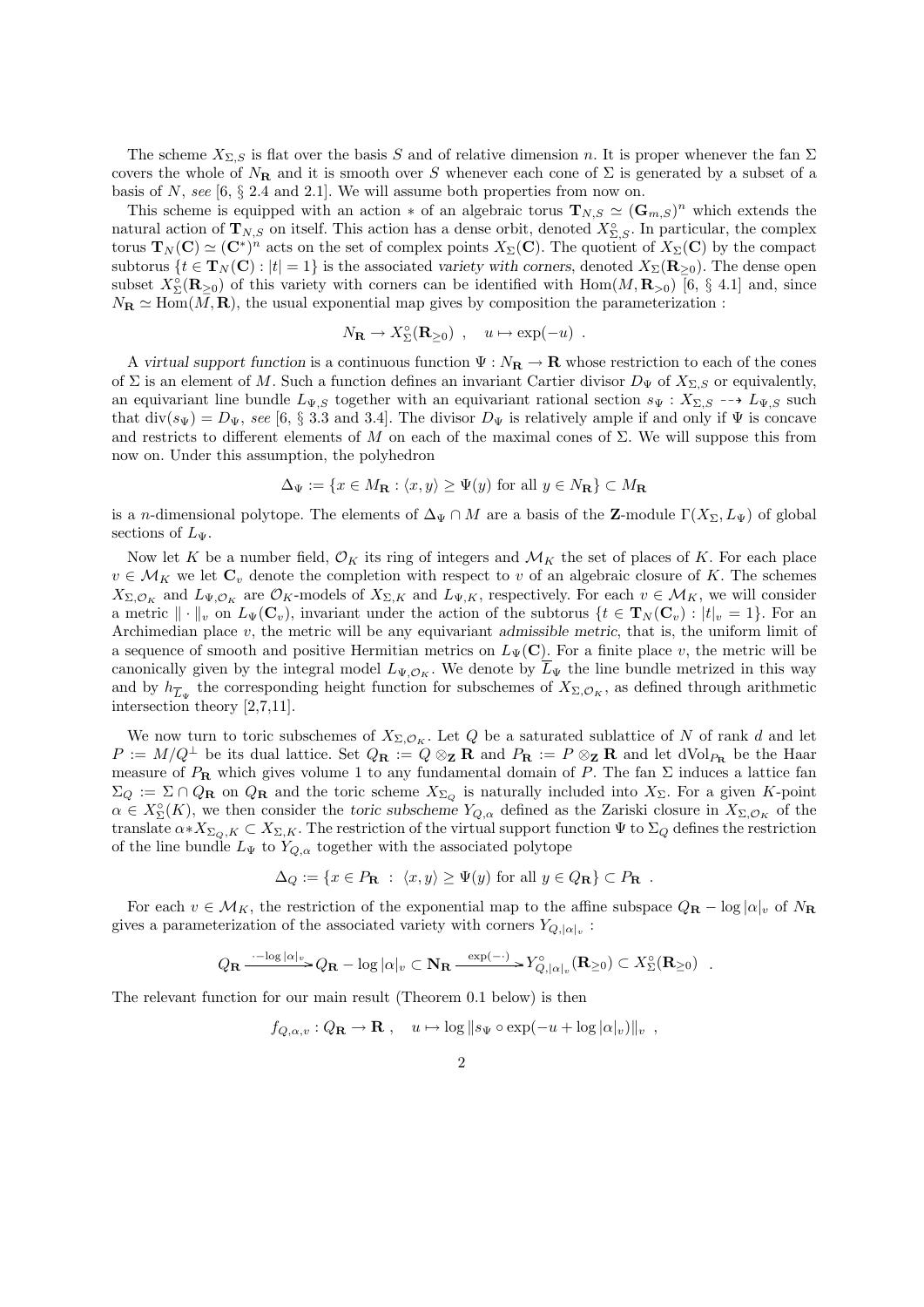The scheme $X_{\Sigma,S}$ is flat over the basis $S$ and of relative dimension $n$. It is proper whenever the fan $\Sigma$ covers the whole of $N_{\mathbf{R}}$ and it is smooth over $S$ whenever each cone of $\Sigma$ is generated by a subset of a basis of $N$, *see* [6, § 2.4 and 2.1]. We will assume both properties from now on.

This scheme is equipped with an action $*$ of an algebraic torus $\mathbf{T}_{N,S} \simeq (\mathbf{G}_{m,S})^n$ which extends the natural action of $\mathbf{T}_{N,S}$ on itself. This action has a dense orbit, denoted $X^{\circ}_{\Sigma,S}$. In particular, the complex torus $\mathbf{T}_N(\mathbf{C}) \simeq (\mathbf{C}^*)^n$ acts on the set of complex points $X_\Sigma(\mathbf{C})$. The quotient of $X_\Sigma(\mathbf{C})$ by the compact subtorus $\{t \in \mathbf{T}_N(\mathbf{C}) : |t| = 1\}$ is the associated *variety with corners*, denoted $X_\Sigma(\mathbf{R}_{\geq 0})$. The dense open subset $X^{\circ}_\Sigma(\mathbf{R}_{\geq 0})$ of this variety with corners can be identified with $\mathrm{Hom}(M, \mathbf{R}_{>0})$ [6, § 4.1] and, since $N_{\mathbf{R}} \simeq \mathrm{Hom}(M, \mathbf{R})$, the usual exponential map gives by composition the parameterization :

$$N_{\mathbf{R}} \to X^{\circ}_\Sigma(\mathbf{R}_{\geq 0}) \ , \quad u \mapsto \exp(-u) \ .$$

A *virtual support function* is a continuous function $\Psi : N_{\mathbf{R}} \to \mathbf{R}$ whose restriction to each of the cones of $\Sigma$ is an element of $M$. Such a function defines an invariant Cartier divisor $D_\Psi$ of $X_{\Sigma,S}$ or equivalently, an equivariant line bundle $L_{\Psi,S}$ together with an equivariant rational section $s_\Psi : X_{\Sigma,S} \dashrightarrow L_{\Psi,S}$ such that $\mathrm{div}(s_\Psi) = D_\Psi$, *see* [6, § 3.3 and 3.4]. The divisor $D_\Psi$ is relatively ample if and only if $\Psi$ is concave and restricts to different elements of $M$ on each of the maximal cones of $\Sigma$. We will suppose this from now on. Under this assumption, the polyhedron

$$\Delta_\Psi := \{x \in M_{\mathbf{R}} : \langle x, y \rangle \geq \Psi(y) \text{ for all } y \in N_{\mathbf{R}}\} \subset M_{\mathbf{R}}$$

is a $n$-dimensional polytope. The elements of $\Delta_\Psi \cap M$ are a basis of the $\mathbf{Z}$-module $\Gamma(X_\Sigma, L_\Psi)$ of global sections of $L_\Psi$.

Now let $K$ be a number field, $\mathcal{O}_K$ its ring of integers and $\mathcal{M}_K$ the set of places of $K$. For each place $v \in \mathcal{M}_K$ we let $\mathbf{C}_v$ denote the completion with respect to $v$ of an algebraic closure of $K$. The schemes $X_{\Sigma,\mathcal{O}_K}$ and $L_{\Psi,\mathcal{O}_K}$ are $\mathcal{O}_K$-models of $X_{\Sigma,K}$ and $L_{\Psi,K}$, respectively. For each $v \in \mathcal{M}_K$, we will consider a metric $\|\cdot\|_v$ on $L_\Psi(\mathbf{C}_v)$, invariant under the action of the subtorus $\{t \in \mathbf{T}_N(\mathbf{C}_v) : |t|_v = 1\}$. For an Archimedean place $v$, the metric will be any equivariant *admissible metric*, that is, the uniform limit of a sequence of smooth and positive Hermitian metrics on $L_\Psi(\mathbf{C})$. For a finite place $v$, the metric will be canonically given by the integral model $L_{\Psi,\mathcal{O}_K}$. We denote by $\overline{L}_\Psi$ the line bundle metrized in this way and by $h_{\overline{L}_\Psi}$ the corresponding height function for subschemes of $X_{\Sigma,\mathcal{O}_K}$, as defined through arithmetic intersection theory [2,7,11].

We now turn to toric subschemes of $X_{\Sigma,\mathcal{O}_K}$. Let $Q$ be a saturated sublattice of $N$ of rank $d$ and let $P := M/Q^\perp$ be its dual lattice. Set $Q_{\mathbf{R}} := Q \otimes_{\mathbf{Z}} \mathbf{R}$ and $P_{\mathbf{R}} := P \otimes_{\mathbf{Z}} \mathbf{R}$ and let $\mathrm{dVol}_{P_{\mathbf{R}}}$ be the Haar measure of $P_{\mathbf{R}}$ which gives volume 1 to any fundamental domain of $P$. The fan $\Sigma$ induces a lattice fan $\Sigma_Q := \Sigma \cap Q_{\mathbf{R}}$ on $Q_{\mathbf{R}}$ and the toric scheme $X_{\Sigma_Q}$ is naturally included into $X_\Sigma$. For a given $K$-point $\alpha \in X^{\circ}_\Sigma(K)$, we then consider the *toric subscheme* $Y_{Q,\alpha}$ defined as the Zariski closure in $X_{\Sigma,\mathcal{O}_K}$ of the translate $\alpha * X_{\Sigma_Q,K} \subset X_{\Sigma,K}$. The restriction of the virtual support function $\Psi$ to $\Sigma_Q$ defines the restriction of the line bundle $L_\Psi$ to $Y_{Q,\alpha}$ together with the associated polytope

$$\Delta_Q := \{x \in P_{\mathbf{R}} \ : \ \langle x, y \rangle \geq \Psi(y) \text{ for all } y \in Q_{\mathbf{R}}\} \subset P_{\mathbf{R}} \ .$$

For each $v \in \mathcal{M}_K$, the restriction of the exponential map to the affine subspace $Q_{\mathbf{R}} - \log|\alpha|_v$ of $N_{\mathbf{R}}$ gives a parameterization of the associated variety with corners $Y_{Q,|\alpha|_v}$ :

$$Q_{\mathbf{R}} \xrightarrow{\cdot - \log|\alpha|_v} Q_{\mathbf{R}} - \log|\alpha|_v \subset \mathbf{N}_{\mathbf{R}} \xrightarrow{\exp(-\cdot)} Y^{\circ}_{Q,|\alpha|_v}(\mathbf{R}_{\geq 0}) \subset X^{\circ}_\Sigma(\mathbf{R}_{\geq 0}) \ .$$

The relevant function for our main result (Theorem 0.1 below) is then

$$f_{Q,\alpha,v} : Q_{\mathbf{R}} \to \mathbf{R} \ , \quad u \mapsto \log\|s_\Psi \circ \exp(-u + \log|\alpha|_v)\|_v \ ,$$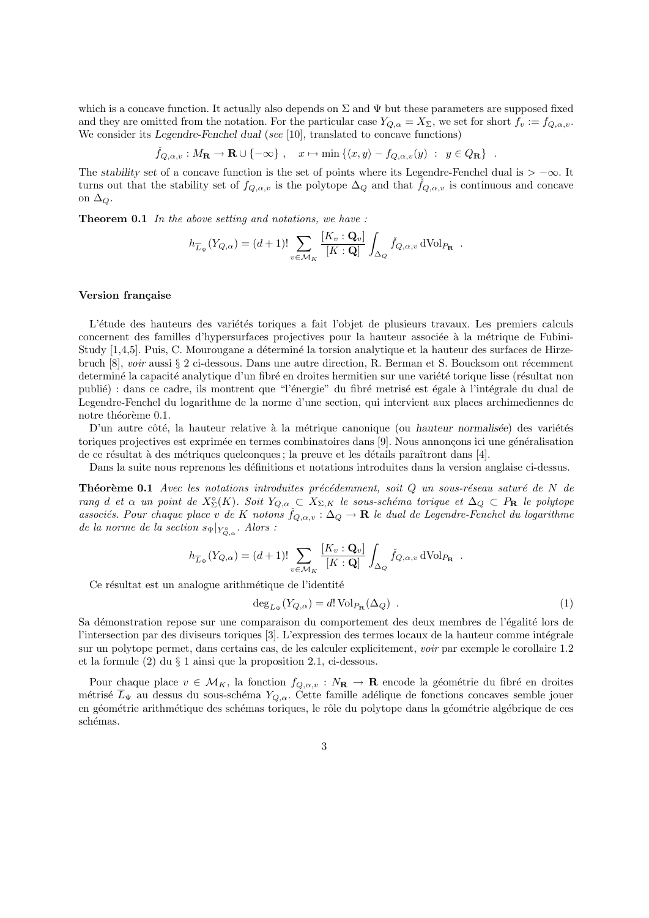which is a concave function. It actually also depends on $\Sigma$ and $\Psi$ but these parameters are supposed fixed and they are omitted from the notation. For the particular case $Y_{Q,\alpha} = X_\Sigma$, we set for short $f_v := f_{Q,\alpha,v}$. We consider its *Legendre-Fenchel dual* (*see* [10], translated to concave functions)

$$\check{f}_{Q,\alpha,v} : M_{\mathbf{R}} \to \mathbf{R} \cup \{-\infty\} \ , \quad x \mapsto \min \{\langle x, y\rangle - f_{Q,\alpha,v}(y) \ : \ y \in Q_{\mathbf{R}}\} \ .$$

The *stability set* of a concave function is the set of points where its Legendre-Fenchel dual is $> -\infty$. It turns out that the stability set of $f_{Q,\alpha,v}$ is the polytope $\Delta_Q$ and that $\check{f}_{Q,\alpha,v}$ is continuous and concave on $\Delta_Q$.

**Theorem 0.1** *In the above setting and notations, we have :*

$$h_{\overline{L}_\Psi}(Y_{Q,\alpha}) = (d+1)! \sum_{v \in \mathcal{M}_K} \frac{[K_v : \mathbf{Q}_v]}{[K : \mathbf{Q}]} \int_{\Delta_Q} \check{f}_{Q,\alpha,v} \, \mathrm{dVol}_{P_{\mathbf{R}}} \ .$$

**Version française**

L'étude des hauteurs des variétés toriques a fait l'objet de plusieurs travaux. Les premiers calculs concernent des familles d'hypersurfaces projectives pour la hauteur associée à la métrique de Fubini-Study [1,4,5]. Puis, C. Mourougane a déterminé la torsion analytique et la hauteur des surfaces de Hirzebruch [8], *voir* aussi § 2 ci-dessous. Dans une autre direction, R. Berman et S. Boucksom ont récemment determiné la capacité analytique d'un fibré en droites hermitien sur une variété torique lisse (résultat non publié) : dans ce cadre, ils montrent que "l'énergie" du fibré metrisé est égale à l'intégrale du dual de Legendre-Fenchel du logarithme de la norme d'une section, qui intervient aux places archimediennes de notre théorème 0.1.

D'un autre côté, la hauteur relative à la métrique canonique (ou *hauteur normalisée*) des variétés toriques projectives est exprimée en termes combinatoires dans [9]. Nous annonçons ici une généralisation de ce résultat à des métriques quelconques ; la preuve et les détails paraîtront dans [4].

Dans la suite nous reprenons les définitions et notations introduites dans la version anglaise ci-dessus.

**Théorème 0.1** *Avec les notations introduites précédemment, soit $Q$ un sous-réseau saturé de $N$ de rang $d$ et $\alpha$ un point de $X_\Sigma^\circ(K)$. Soit $Y_{Q,\alpha} \subset X_{\Sigma,K}$ le sous-schéma torique et $\Delta_Q \subset P_{\mathbf{R}}$ le polytope associés. Pour chaque place $v$ de $K$ notons $\check{f}_{Q,\alpha,v} : \Delta_Q \to \mathbf{R}$ le dual de Legendre-Fenchel du logarithme de la norme de la section $s_\Psi|_{Y^\circ_{Q,\alpha}}$. Alors :*

$$h_{\overline{L}_\Psi}(Y_{Q,\alpha}) = (d+1)! \sum_{v \in \mathcal{M}_K} \frac{[K_v : \mathbf{Q}_v]}{[K : \mathbf{Q}]} \int_{\Delta_Q} \check{f}_{Q,\alpha,v} \, \mathrm{dVol}_{P_{\mathbf{R}}} \ .$$

Ce résultat est un analogue arithmétique de l'identité

$$\deg_{L_\Psi}(Y_{Q,\alpha}) = d! \, \mathrm{Vol}_{P_{\mathbf{R}}}(\Delta_Q) \ . \tag{1}$$

Sa démonstration repose sur une comparaison du comportement des deux membres de l'égalité lors de l'intersection par des diviseurs toriques [3]. L'expression des termes locaux de la hauteur comme intégrale sur un polytope permet, dans certains cas, de les calculer explicitement, *voir* par exemple le corollaire 1.2 et la formule (2) du § 1 ainsi que la proposition 2.1, ci-dessous.

Pour chaque place $v \in \mathcal{M}_K$, la fonction $f_{Q,\alpha,v} : N_{\mathbf{R}} \to \mathbf{R}$ encode la géométrie du fibré en droites métrisé $\overline{L}_\Psi$ au dessus du sous-schéma $Y_{Q,\alpha}$. Cette famille adélique de fonctions concaves semble jouer en géométrie arithmétique des schémas toriques, le rôle du polytope dans la géométrie algébrique de ces schémas.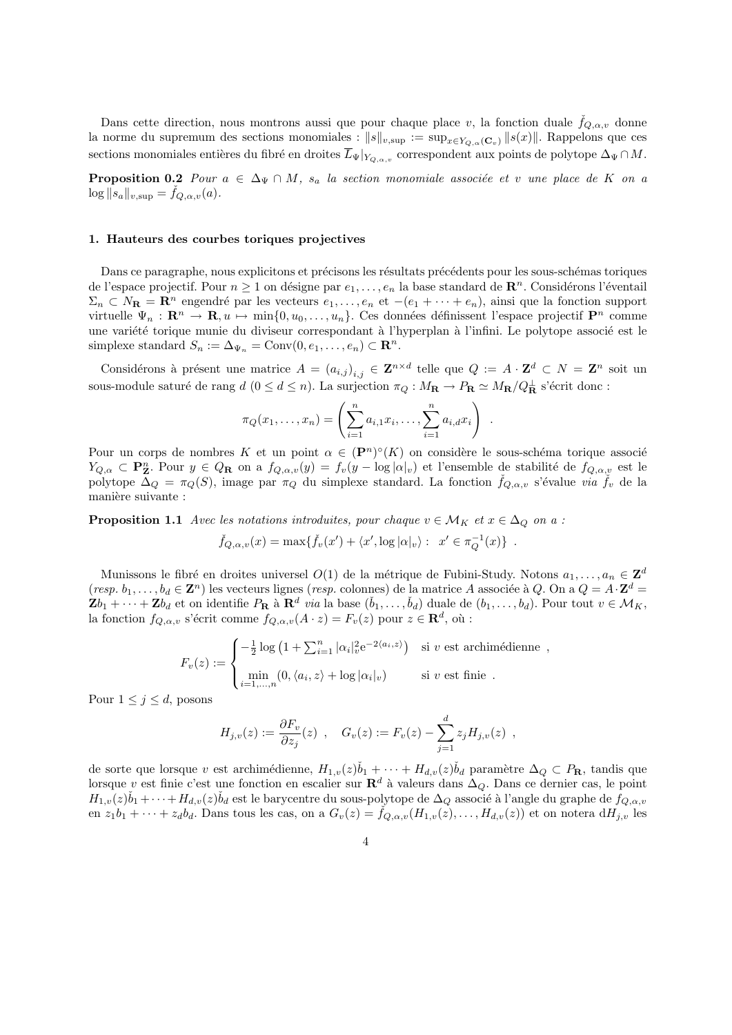Dans cette direction, nous montrons aussi que pour chaque place $v$, la fonction duale $\check{f}_{Q,\alpha,v}$ donne la norme du supremum des sections monomiales : $\|s\|_{v,\sup} := \sup_{x \in Y_{Q,\alpha}(\mathbf{C}_v)} \|s(x)\|$. Rappelons que ces sections monomiales entières du fibré en droites $\overline{L}_\Psi|_{Y_{Q,\alpha,v}}$ correspondent aux points de polytope $\Delta_\Psi \cap M$.

**Proposition 0.2** *Pour $a \in \Delta_\Psi \cap M$, $s_a$ la section monomiale associée et $v$ une place de $K$ on a $\log \|s_a\|_{v,\sup} = \check{f}_{Q,\alpha,v}(a)$.*

### 1. Hauteurs des courbes toriques projectives

Dans ce paragraphe, nous explicitons et précisons les résultats précédents pour les sous-schémas toriques de l'espace projectif. Pour $n \geq 1$ on désigne par $e_1, \ldots, e_n$ la base standard de $\mathbf{R}^n$. Considérons l'éventail $\Sigma_n \subset N_\mathbf{R} = \mathbf{R}^n$ engendré par les vecteurs $e_1, \ldots, e_n$ et $-(e_1 + \cdots + e_n)$, ainsi que la fonction support virtuelle $\Psi_n : \mathbf{R}^n \to \mathbf{R}, u \mapsto \min\{0, u_0, \ldots, u_n\}$. Ces données définissent l'espace projectif $\mathbf{P}^n$ comme une variété torique munie du diviseur correspondant à l'hyperplan à l'infini. Le polytope associé est le simplexe standard $S_n := \Delta_{\Psi_n} = \mathrm{Conv}(0, e_1, \ldots, e_n) \subset \mathbf{R}^n$.

Considérons à présent une matrice $A = (a_{i,j})_{i,j} \in \mathbf{Z}^{n \times d}$ telle que $Q := A \cdot \mathbf{Z}^d \subset N = \mathbf{Z}^n$ soit un sous-module saturé de rang $d$ ($0 \leq d \leq n$). La surjection $\pi_Q : M_\mathbf{R} \to P_\mathbf{R} \simeq M_\mathbf{R}/Q_\mathbf{R}^\perp$ s'écrit donc :

$$\pi_Q(x_1, \ldots, x_n) = \left( \sum_{i=1}^n a_{i,1} x_i, \ldots, \sum_{i=1}^n a_{i,d} x_i \right) \ .$$

Pour un corps de nombres $K$ et un point $\alpha \in (\mathbf{P}^n)^\circ(K)$ on considère le sous-schéma torique associé $Y_{Q,\alpha} \subset \mathbf{P}^n_\mathbf{Z}$. Pour $y \in Q_\mathbf{R}$ on a $f_{Q,\alpha,v}(y) = f_v(y - \log|\alpha|_v)$ et l'ensemble de stabilité de $f_{Q,\alpha,v}$ est le polytope $\Delta_Q = \pi_Q(S)$, image par $\pi_Q$ du simplexe standard. La fonction $\check{f}_{Q,\alpha,v}$ s'évalue *via* $\check{f}_v$ de la manière suivante :

**Proposition 1.1** *Avec les notations introduites, pour chaque $v \in \mathcal{M}_K$ et $x \in \Delta_Q$ on a :*

$$\check{f}_{Q,\alpha,v}(x) = \max\{\check{f}_v(x') + \langle x', \log|\alpha|_v\rangle : \ x' \in \pi_Q^{-1}(x)\} \ .$$

Munissons le fibré en droites universel $O(1)$ de la métrique de Fubini-Study. Notons $a_1, \ldots, a_n \in \mathbf{Z}^d$ (*resp.* $b_1, \ldots, b_d \in \mathbf{Z}^n$) les vecteurs lignes (*resp.* colonnes) de la matrice $A$ associée à $Q$. On a $Q = A \cdot \mathbf{Z}^d = \mathbf{Z}b_1 + \cdots + \mathbf{Z}b_d$ et on identifie $P_\mathbf{R}$ à $\mathbf{R}^d$ *via* la base $(\check{b}_1, \ldots, \check{b}_d)$ duale de $(b_1, \ldots, b_d)$. Pour tout $v \in \mathcal{M}_K$, la fonction $f_{Q,\alpha,v}$ s'écrit comme $f_{Q,\alpha,v}(A \cdot z) = F_v(z)$ pour $z \in \mathbf{R}^d$, où :

$$F_v(z) := \begin{cases} -\frac{1}{2}\log\left(1 + \sum_{i=1}^n |\alpha_i|_v^2 \mathrm{e}^{-2\langle a_i, z\rangle}\right) & \text{si } v \text{ est archimédienne} \ , \\ \min\limits_{i=1,\ldots,n}(0, \langle a_i, z\rangle + \log|\alpha_i|_v) & \text{si } v \text{ est finie} \ . \end{cases}$$

Pour $1 \leq j \leq d$, posons

$$H_{j,v}(z) := \frac{\partial F_v}{\partial z_j}(z) \ , \quad G_v(z) := F_v(z) - \sum_{j=1}^d z_j H_{j,v}(z) \ ,$$

de sorte que lorsque $v$ est archimédienne, $H_{1,v}(z)\check{b}_1 + \cdots + H_{d,v}(z)\check{b}_d$ paramètre $\Delta_Q \subset P_\mathbf{R}$, tandis que lorsque $v$ est finie c'est une fonction en escalier sur $\mathbf{R}^d$ à valeurs dans $\Delta_Q$. Dans ce dernier cas, le point $H_{1,v}(z)\check{b}_1 + \cdots + H_{d,v}(z)\check{b}_d$ est le barycentre du sous-polytope de $\Delta_Q$ associé à l'angle du graphe de $f_{Q,\alpha,v}$ en $z_1 b_1 + \cdots + z_d b_d$. Dans tous les cas, on a $G_v(z) = \check{f}_{Q,\alpha,v}(H_{1,v}(z), \ldots, H_{d,v}(z))$ et on notera $\mathrm{d}H_{j,v}$ les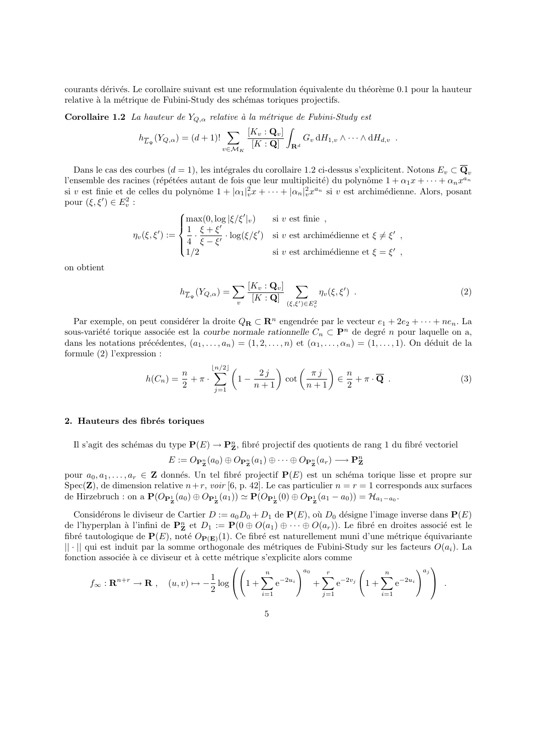courants dérivés. Le corollaire suivant est une reformulation équivalente du théorème 0.1 pour la hauteur relative à la métrique de Fubini-Study des schémas toriques projectifs.

**Corollaire 1.2** *La hauteur de $Y_{Q,\alpha}$ relative à la métrique de Fubini-Study est*

$$h_{\overline{L}_\Psi}(Y_{Q,\alpha}) = (d+1)! \sum_{v \in \mathcal{M}_K} \frac{[K_v : \mathbf{Q}_v]}{[K : \mathbf{Q}]} \int_{\mathbf{R}^d} G_v \, \mathrm{d}H_{1,v} \wedge \cdots \wedge \mathrm{d}H_{d,v} \ .$$

Dans le cas des courbes ($d=1$), les intégrales du corollaire 1.2 ci-dessus s'explicitent. Notons $E_v \subset \overline{\mathbf{Q}}_v$ l'ensemble des racines (répétées autant de fois que leur multiplicité) du polynôme $1 + \alpha_1 x + \cdots + \alpha_n x^{a_n}$ si $v$ est finie et de celles du polynôme $1 + |\alpha_1|_v^2 x + \cdots + |\alpha_n|_v^2 x^{a_n}$ si $v$ est archimédienne. Alors, posant pour $(\xi, \xi') \in E_v^2$ :

$$\eta_v(\xi, \xi') := \begin{cases} \max(0, \log|\xi/\xi'|_v) & \text{si } v \text{ est finie} \ , \\ \dfrac{1}{4} \cdot \dfrac{\xi + \xi'}{\xi - \xi'} \cdot \log(\xi/\xi') & \text{si } v \text{ est archimédienne et } \xi \neq \xi' \ , \\ 1/2 & \text{si } v \text{ est archimédienne et } \xi = \xi' \ , \end{cases}$$

on obtient

$$h_{\overline{L}_\Psi}(Y_{Q,\alpha}) = \sum_v \frac{[K_v : \mathbf{Q}_v]}{[K : \mathbf{Q}]} \sum_{(\xi,\xi') \in E_v^2} \eta_v(\xi, \xi') \ . \tag{2}$$

Par exemple, on peut considérer la droite $Q_{\mathbf{R}} \subset \mathbf{R}^n$ engendrée par le vecteur $e_1 + 2e_2 + \cdots + ne_n$. La sous-variété torique associée est la *courbe normale rationnelle* $C_n \subset \mathbf{P}^n$ de degré $n$ pour laquelle on a, dans les notations précédentes, $(a_1, \ldots, a_n) = (1, 2, \ldots, n)$ et $(\alpha_1, \ldots, \alpha_n) = (1, \ldots, 1)$. On déduit de la formule (2) l'expression :

$$h(C_n) = \frac{n}{2} + \pi \cdot \sum_{j=1}^{\lfloor n/2 \rfloor} \left(1 - \frac{2\,j}{n+1}\right) \cot\left(\frac{\pi\, j}{n+1}\right) \in \frac{n}{2} + \pi \cdot \overline{\mathbf{Q}} \ . \tag{3}$$

## 2. Hauteurs des fibrés toriques

Il s'agit des schémas du type $\mathbf{P}(E) \to \mathbf{P}^n_{\mathbf{Z}}$, fibré projectif des quotients de rang 1 du fibré vectoriel

$$E := O_{\mathbf{P}^n_{\mathbf{Z}}}(a_0) \oplus O_{\mathbf{P}^n_{\mathbf{Z}}}(a_1) \oplus \cdots \oplus O_{\mathbf{P}^n_{\mathbf{Z}}}(a_r) \longrightarrow \mathbf{P}^n_{\mathbf{Z}}$$

pour $a_0, a_1, \ldots, a_r \in \mathbf{Z}$ donnés. Un tel fibré projectif $\mathbf{P}(E)$ est un schéma torique lisse et propre sur $\mathrm{Spec}(\mathbf{Z})$, de dimension relative $n+r$, *voir* [6, p. 42]. Le cas particulier $n = r = 1$ corresponds aux surfaces de Hirzebruch : on a $\mathbf{P}(O_{\mathbf{P}^1_{\mathbf{Z}}}(a_0) \oplus O_{\mathbf{P}^1_{\mathbf{Z}}}(a_1)) \simeq \mathbf{P}(O_{\mathbf{P}^1_{\mathbf{Z}}}(0) \oplus O_{\mathbf{P}^1_{\mathbf{Z}}}(a_1 - a_0)) = \mathcal{H}_{a_1 - a_0}$.

Considérons le diviseur de Cartier $D := a_0 D_0 + D_1$ de $\mathbf{P}(E)$, où $D_0$ désigne l'image inverse dans $\mathbf{P}(E)$ de l'hyperplan à l'infini de $\mathbf{P}^n_{\mathbf{Z}}$ et $D_1 := \mathbf{P}(0 \oplus O(a_1) \oplus \cdots \oplus O(a_r))$. Le fibré en droites associé est le fibré tautologique de $\mathbf{P}(E)$, noté $O_{\mathbf{P}(\mathbf{E})}(1)$. Ce fibré est naturellement muni d'une métrique équivariante $||\cdot||$ qui est induit par la somme orthogonale des métriques de Fubini-Study sur les facteurs $O(a_i)$. La fonction associée à ce diviseur et à cette métrique s'explicite alors comme

$$f_\infty : \mathbf{R}^{n+r} \to \mathbf{R} \ , \quad (u,v) \mapsto -\frac{1}{2} \log \left( \left(1 + \sum_{i=1}^n \mathrm{e}^{-2u_i}\right)^{a_0} + \sum_{j=1}^r \mathrm{e}^{-2v_j} \left(1 + \sum_{i=1}^n \mathrm{e}^{-2u_i}\right)^{a_j} \right) \ .$$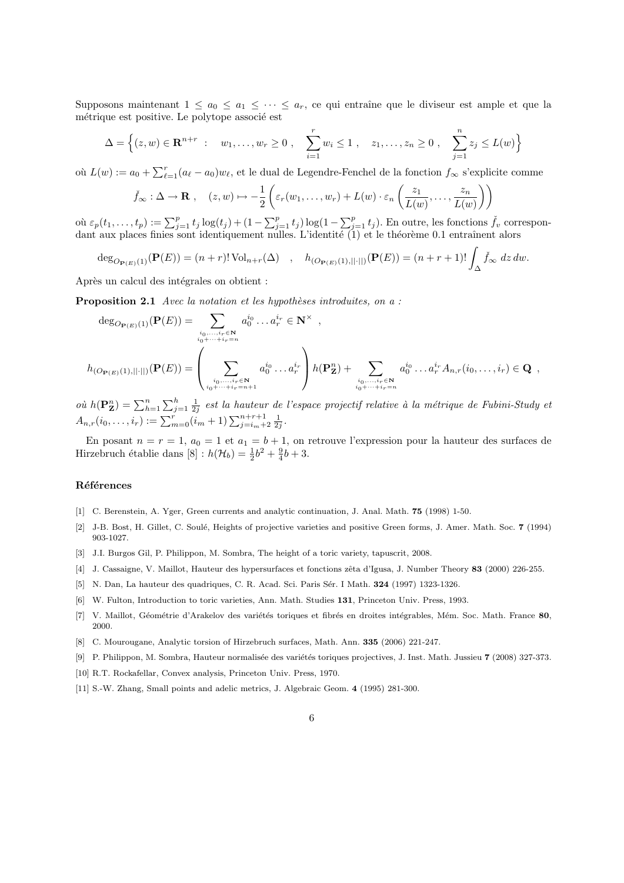Supposons maintenant $1 \leq a_0 \leq a_1 \leq \cdots \leq a_r$, ce qui entraîne que le diviseur est ample et que la métrique est positive. Le polytope associé est

$$\Delta = \Big\{ (z,w) \in \mathbf{R}^{n+r} \ : \quad w_1, \dots, w_r \geq 0 \ , \quad \sum_{i=1}^{r} w_i \leq 1 \ , \quad z_1, \dots, z_n \geq 0 \ , \quad \sum_{j=1}^{n} z_j \leq L(w) \Big\}$$

où $L(w) := a_0 + \sum_{\ell=1}^{r} (a_\ell - a_0) w_\ell$, et le dual de Legendre-Fenchel de la fonction $f_\infty$ s'explicite comme

$$\check{f}_\infty : \Delta \to \mathbf{R} \ , \quad (z,w) \mapsto -\frac{1}{2} \left( \varepsilon_r(w_1, \dots, w_r) + L(w) \cdot \varepsilon_n \left( \frac{z_1}{L(w)}, \dots, \frac{z_n}{L(w)} \right) \right)$$

où $\varepsilon_p(t_1, \dots, t_p) := \sum_{j=1}^{p} t_j \log(t_j) + (1 - \sum_{j=1}^{p} t_j) \log(1 - \sum_{j=1}^{p} t_j)$. En outre, les fonctions $\check{f}_v$ correspondant aux places finies sont identiquement nulles. L'identité (1) et le théorème 0.1 entraînent alors

$$\deg_{O_{\mathbf{P}(E)}(1)}(\mathbf{P}(E)) = (n+r)! \operatorname{Vol}_{n+r}(\Delta) \quad , \quad h_{(O_{\mathbf{P}(E)}(1), ||\cdot||)}(\mathbf{P}(E)) = (n+r+1)! \int_\Delta \check{f}_\infty \, dz \, dw.$$

Après un calcul des intégrales on obtient :

**Proposition 2.1** *Avec la notation et les hypothèses introduites, on a :*

$$\deg_{O_{\mathbf{P}(E)}(1)}(\mathbf{P}(E)) = \sum_{\substack{i_0, \dots, i_r \in \mathbf{N} \\ i_0 + \cdots + i_r = n}} a_0^{i_0} \dots a_r^{i_r} \in \mathbf{N}^\times \ ,$$

$$h_{(O_{\mathbf{P}(E)}(1), ||\cdot||)}(\mathbf{P}(E)) = \left( \sum_{\substack{i_0, \dots, i_r \in \mathbf{N} \\ i_0 + \cdots + i_r = n+1}} a_0^{i_0} \dots a_r^{i_r} \right) h(\mathbf{P}^n_{\mathbf{Z}}) + \sum_{\substack{i_0, \dots, i_r \in \mathbf{N} \\ i_0 + \cdots + i_r = n}} a_0^{i_0} \dots a_r^{i_r} A_{n,r}(i_0, \dots, i_r) \in \mathbf{Q} \ ,$$

*où $h(\mathbf{P}^n_{\mathbf{Z}}) = \sum_{h=1}^{n} \sum_{j=1}^{h} \frac{1}{2j}$ est la hauteur de l'espace projectif relative à la métrique de Fubini-Study et $A_{n,r}(i_0, \dots, i_r) := \sum_{m=0}^{r} (i_m + 1) \sum_{j=i_m+2}^{n+r+1} \frac{1}{2j}$.*

En posant $n = r = 1$, $a_0 = 1$ et $a_1 = b + 1$, on retrouve l'expression pour la hauteur des surfaces de Hirzebruch établie dans [8] : $h(\mathcal{H}_b) = \frac{1}{2} b^2 + \frac{9}{4} b + 3$.

## Références

[1] C. Berenstein, A. Yger, Green currents and analytic continuation, J. Anal. Math. **75** (1998) 1-50.

[2] J-B. Bost, H. Gillet, C. Soulé, Heights of projective varieties and positive Green forms, J. Amer. Math. Soc. **7** (1994) 903-1027.

[3] J.I. Burgos Gil, P. Philippon, M. Sombra, The height of a toric variety, tapuscrit, 2008.

[4] J. Cassaigne, V. Maillot, Hauteur des hypersurfaces et fonctions zêta d'Igusa, J. Number Theory **83** (2000) 226-255.

[5] N. Dan, La hauteur des quadriques, C. R. Acad. Sci. Paris Sér. I Math. **324** (1997) 1323-1326.

[6] W. Fulton, Introduction to toric varieties, Ann. Math. Studies **131**, Princeton Univ. Press, 1993.

[7] V. Maillot, Géométrie d'Arakelov des variétés toriques et fibrés en droites intégrables, Mém. Soc. Math. France **80**, 2000.

[8] C. Mourougane, Analytic torsion of Hirzebruch surfaces, Math. Ann. **335** (2006) 221-247.

[9] P. Philippon, M. Sombra, Hauteur normalisée des variétés toriques projectives, J. Inst. Math. Jussieu **7** (2008) 327-373.

[10] R.T. Rockafellar, Convex analysis, Princeton Univ. Press, 1970.

[11] S.-W. Zhang, Small points and adelic metrics, J. Algebraic Geom. **4** (1995) 281-300.